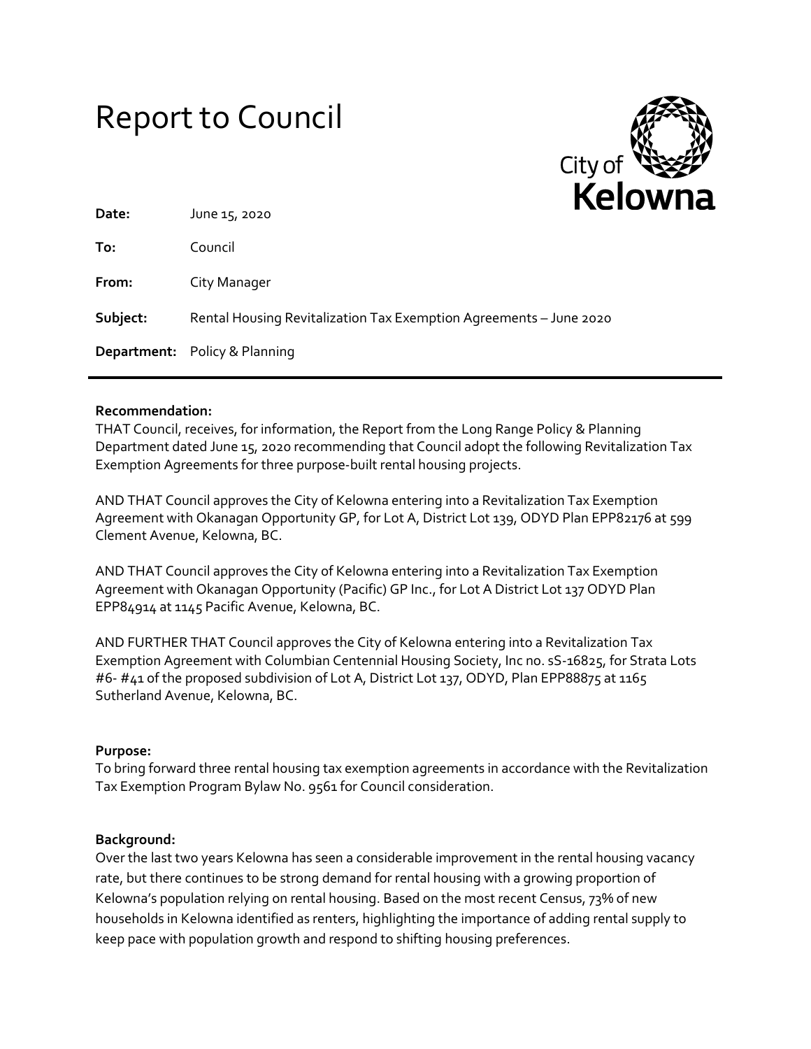# Report to Council

**Date:** June 15, 2020

**To:** Council

**From:** City Manager

**Subject:** Rental Housing Revitalization Tax Exemption Agreements – June 2020

**Department:** Policy & Planning

---

**Recommendation:**

THAT Council, receives, for information, the Report from the Long Range Policy & Planning Department dated June 15, 2020 recommending that Council adopt the following Revitalization Tax Exemption Agreements for three purpose-built rental housing projects.

AND THAT Council approves the City of Kelowna entering into a Revitalization Tax Exemption Agreement with Okanagan Opportunity GP, for Lot A, District Lot 139, ODYD Plan EPP82176 at 599 Clement Avenue, Kelowna, BC.

AND THAT Council approves the City of Kelowna entering into a Revitalization Tax Exemption Agreement with Okanagan Opportunity (Pacific) GP Inc., for Lot A District Lot 137 ODYD Plan EPP84914 at 1145 Pacific Avenue, Kelowna, BC.

AND FURTHER THAT Council approves the City of Kelowna entering into a Revitalization Tax Exemption Agreement with Columbian Centennial Housing Society, Inc no. sS-16825, for Strata Lots #6- #41 of the proposed subdivision of Lot A, District Lot 137, ODYD, Plan EPP88875 at 1165 Sutherland Avenue, Kelowna, BC.

**Purpose:**

To bring forward three rental housing tax exemption agreements in accordance with the Revitalization Tax Exemption Program Bylaw No. 9561 for Council consideration.

**Background:**

Over the last two years Kelowna has seen a considerable improvement in the rental housing vacancy rate, but there continues to be strong demand for rental housing with a growing proportion of Kelowna's population relying on rental housing. Based on the most recent Census, 73% of new households in Kelowna identified as renters, highlighting the importance of adding rental supply to keep pace with population growth and respond to shifting housing preferences.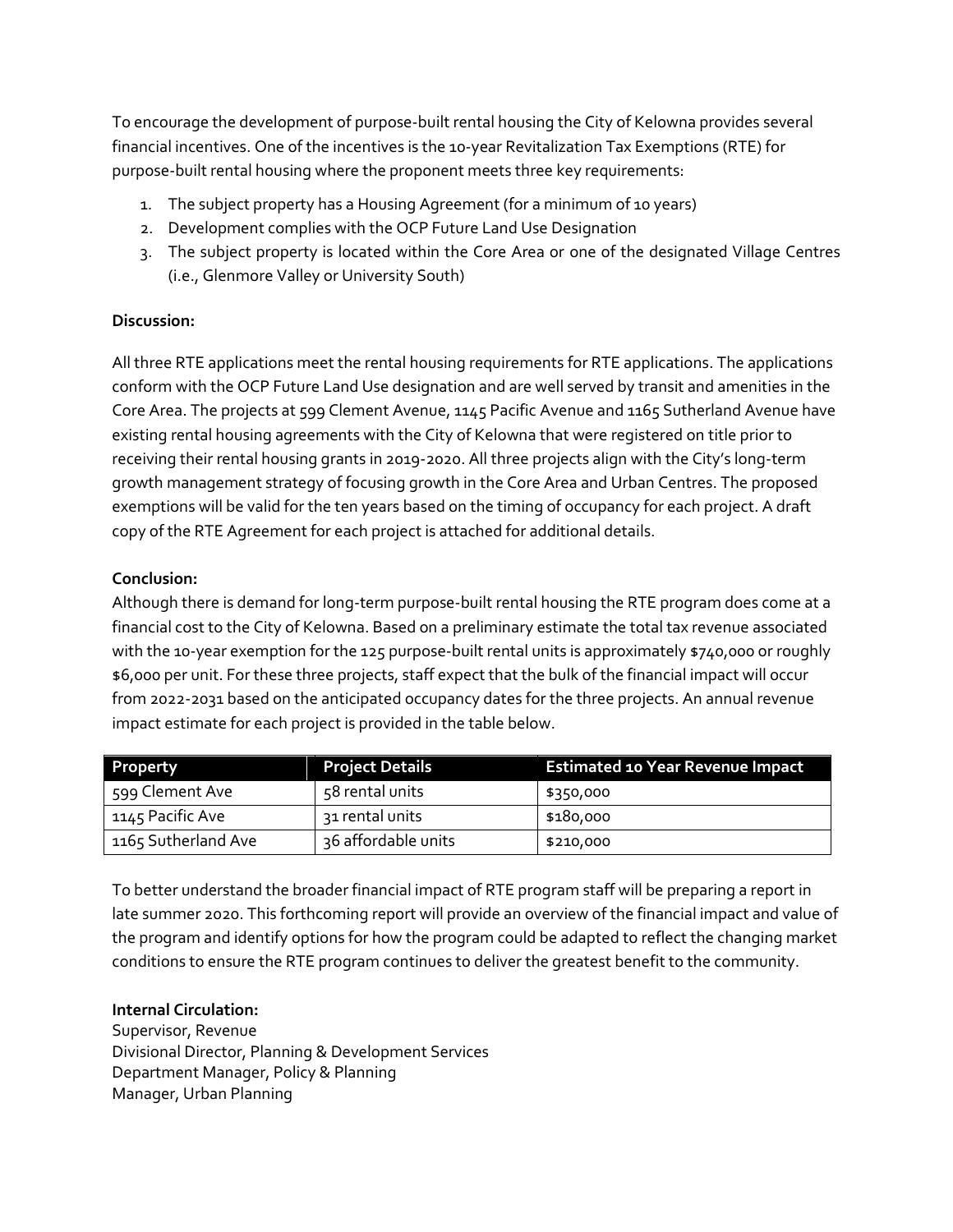To encourage the development of purpose-built rental housing the City of Kelowna provides several financial incentives. One of the incentives is the 10-year Revitalization Tax Exemptions (RTE) for purpose-built rental housing where the proponent meets three key requirements:

1. The subject property has a Housing Agreement (for a minimum of 10 years)
2. Development complies with the OCP Future Land Use Designation
3. The subject property is located within the Core Area or one of the designated Village Centres (i.e., Glenmore Valley or University South)

**Discussion:**

All three RTE applications meet the rental housing requirements for RTE applications. The applications conform with the OCP Future Land Use designation and are well served by transit and amenities in the Core Area. The projects at 599 Clement Avenue, 1145 Pacific Avenue and 1165 Sutherland Avenue have existing rental housing agreements with the City of Kelowna that were registered on title prior to receiving their rental housing grants in 2019-2020. All three projects align with the City's long-term growth management strategy of focusing growth in the Core Area and Urban Centres. The proposed exemptions will be valid for the ten years based on the timing of occupancy for each project. A draft copy of the RTE Agreement for each project is attached for additional details.

**Conclusion:**

Although there is demand for long-term purpose-built rental housing the RTE program does come at a financial cost to the City of Kelowna. Based on a preliminary estimate the total tax revenue associated with the 10-year exemption for the 125 purpose-built rental units is approximately $740,000 or roughly $6,000 per unit. For these three projects, staff expect that the bulk of the financial impact will occur from 2022-2031 based on the anticipated occupancy dates for the three projects. An annual revenue impact estimate for each project is provided in the table below.

| Property | Project Details | Estimated 10 Year Revenue Impact |
|---|---|---|
| 599 Clement Ave | 58 rental units | $350,000 |
| 1145 Pacific Ave | 31 rental units | $180,000 |
| 1165 Sutherland Ave | 36 affordable units | $210,000 |

To better understand the broader financial impact of RTE program staff will be preparing a report in late summer 2020. This forthcoming report will provide an overview of the financial impact and value of the program and identify options for how the program could be adapted to reflect the changing market conditions to ensure the RTE program continues to deliver the greatest benefit to the community.

**Internal Circulation:**

Supervisor, Revenue
Divisional Director, Planning & Development Services
Department Manager, Policy & Planning
Manager, Urban Planning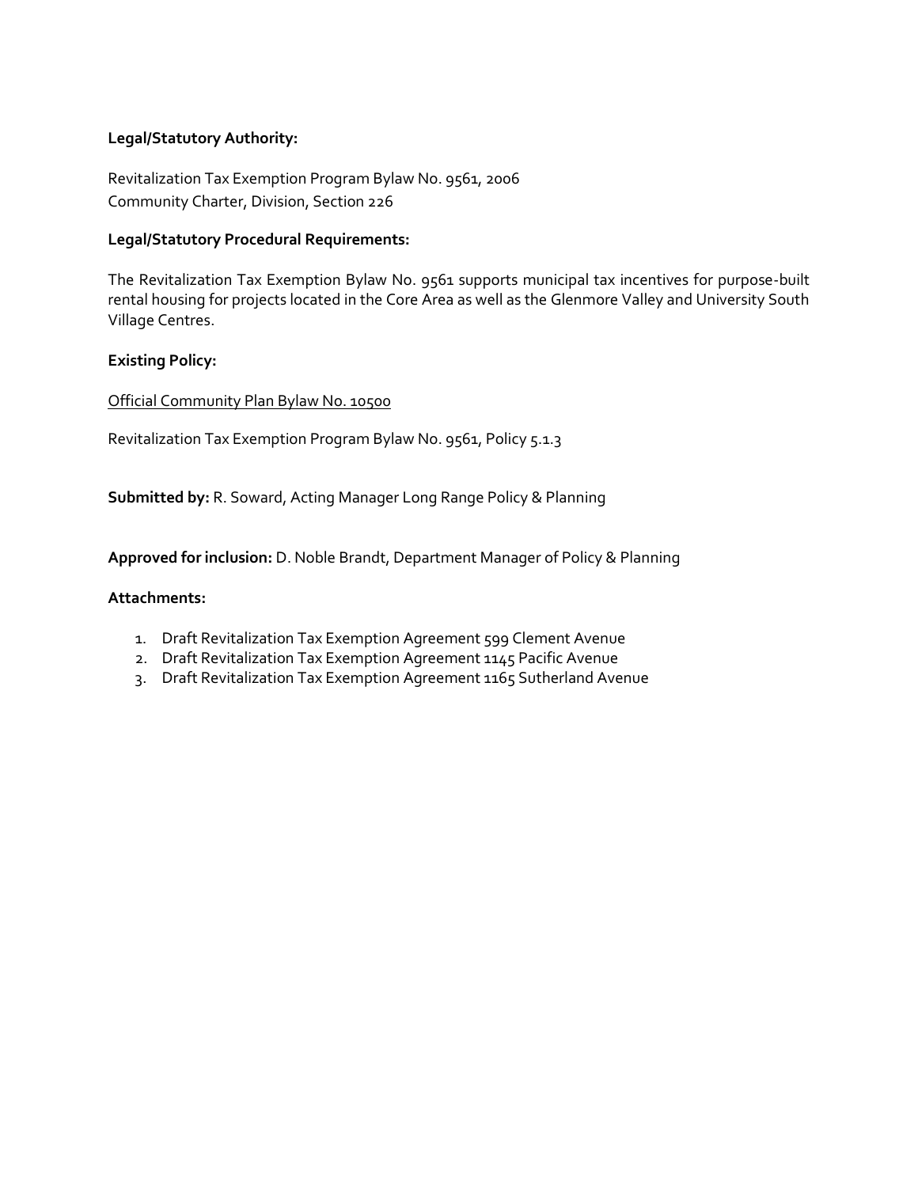**Legal/Statutory Authority:**

Revitalization Tax Exemption Program Bylaw No. 9561, 2006
Community Charter, Division, Section 226

**Legal/Statutory Procedural Requirements:**

The Revitalization Tax Exemption Bylaw No. 9561 supports municipal tax incentives for purpose-built rental housing for projects located in the Core Area as well as the Glenmore Valley and University South Village Centres.

**Existing Policy:**

Official Community Plan Bylaw No. 10500

Revitalization Tax Exemption Program Bylaw No. 9561, Policy 5.1.3

**Submitted by:** R. Soward, Acting Manager Long Range Policy & Planning

**Approved for inclusion:** D. Noble Brandt, Department Manager of Policy & Planning

**Attachments:**

1. Draft Revitalization Tax Exemption Agreement 599 Clement Avenue
2. Draft Revitalization Tax Exemption Agreement 1145 Pacific Avenue
3. Draft Revitalization Tax Exemption Agreement 1165 Sutherland Avenue